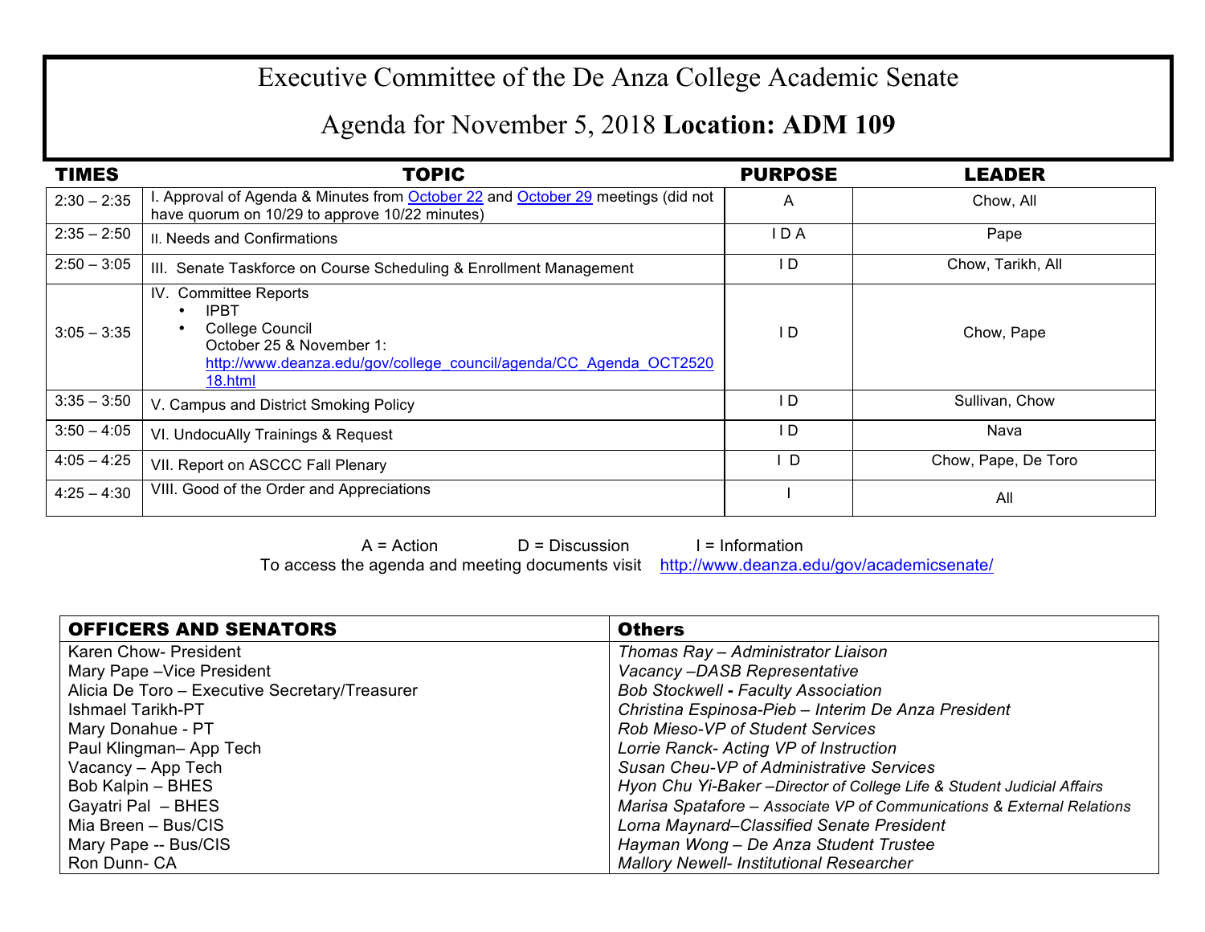# Executive Committee of the De Anza College Academic Senate

## Agenda for November 5, 2018 **Location: ADM 109**

| TIMES | TOPIC | PURPOSE | LEADER |
|---|---|---|---|
| 2:30 – 2:35 | I. Approval of Agenda & Minutes from October 22 and October 29 meetings (did not have quorum on 10/29 to approve 10/22 minutes) | A | Chow, All |
| 2:35 – 2:50 | II. Needs and Confirmations | I D A | Pape |
| 2:50 – 3:05 | III. Senate Taskforce on Course Scheduling & Enrollment Management | I D | Chow, Tarikh, All |
| 3:05 – 3:35 | IV. Committee Reports<br>• IPBT<br>• College Council<br>October 25 & November 1:<br>http://www.deanza.edu/gov/college_council/agenda/CC_Agenda_OCT252018.html | I D | Chow, Pape |
| 3:35 – 3:50 | V. Campus and District Smoking Policy | I D | Sullivan, Chow |
| 3:50 – 4:05 | VI. UndocuAlly Trainings & Request | I D | Nava |
| 4:05 – 4:25 | VII. Report on ASCCC Fall Plenary | I D | Chow, Pape, De Toro |
| 4:25 – 4:30 | VIII. Good of the Order and Appreciations | I | All |

A = Action D = Discussion I = Information

To access the agenda and meeting documents visit http://www.deanza.edu/gov/academicsenate/

| OFFICERS AND SENATORS | Others |
|---|---|
| Karen Chow- President | *Thomas Ray – Administrator Liaison* |
| Mary Pape –Vice President | *Vacancy –DASB Representative* |
| Alicia De Toro – Executive Secretary/Treasurer | *Bob Stockwell - Faculty Association* |
| Ishmael Tarikh-PT | *Christina Espinosa-Pieb – Interim De Anza President* |
| Mary Donahue - PT | *Rob Mieso-VP of Student Services* |
| Paul Klingman– App Tech | *Lorrie Ranck- Acting VP of Instruction* |
| Vacancy – App Tech | *Susan Cheu-VP of Administrative Services* |
| Bob Kalpin – BHES | *Hyon Chu Yi-Baker –Director of College Life & Student Judicial Affairs* |
| Gayatri Pal – BHES | *Marisa Spatafore – Associate VP of Communications & External Relations* |
| Mia Breen – Bus/CIS | *Lorna Maynard–Classified Senate President* |
| Mary Pape -- Bus/CIS | *Hayman Wong – De Anza Student Trustee* |
| Ron Dunn- CA | *Mallory Newell- Institutional Researcher* |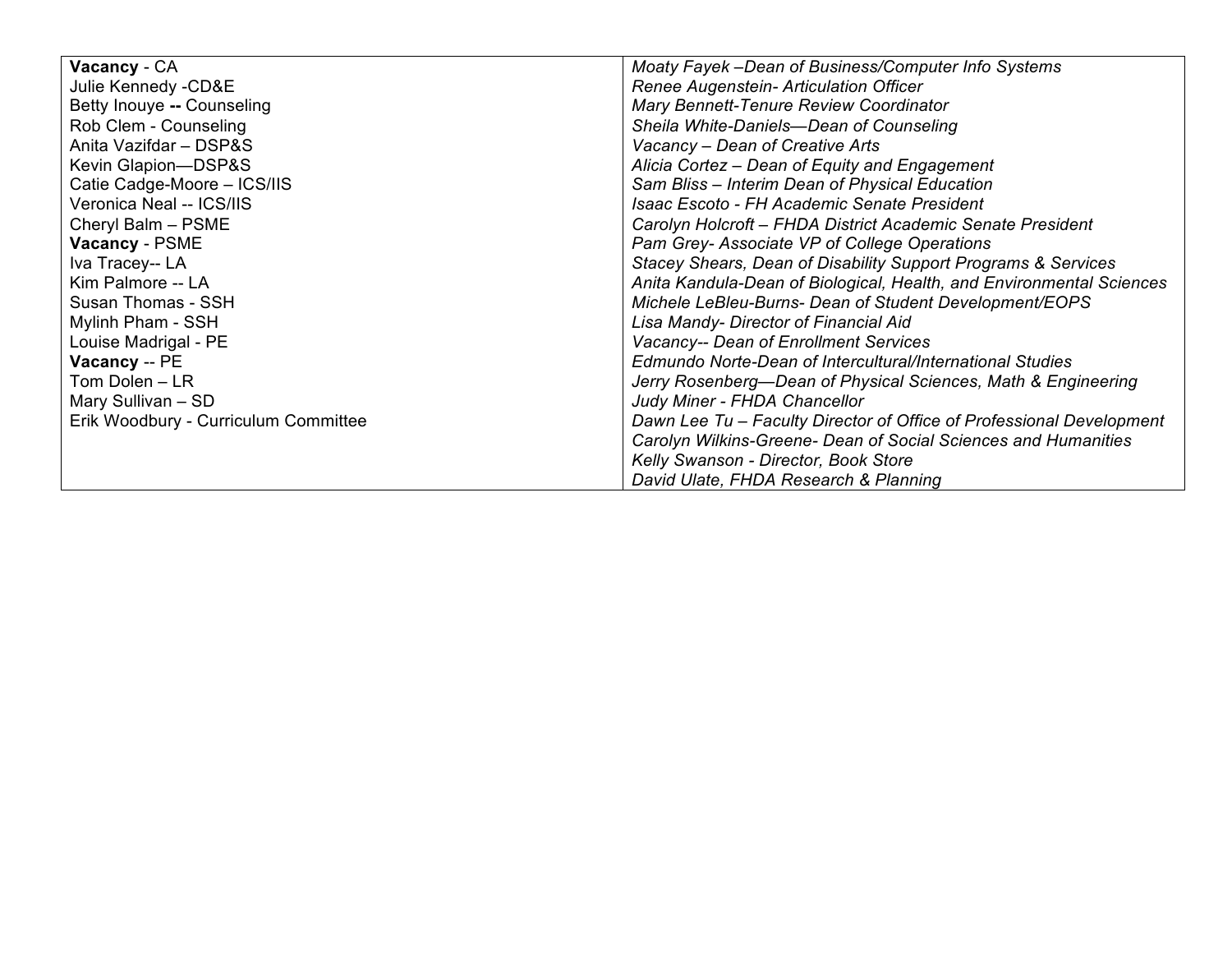| | |
|---|---|
| **Vacancy** - CA | *Moaty Fayek –Dean of Business/Computer Info Systems* |
| Julie Kennedy -CD&E | *Renee Augenstein- Articulation Officer* |
| Betty Inouye **--** Counseling | *Mary Bennett-Tenure Review Coordinator* |
| Rob Clem - Counseling | *Sheila White-Daniels—Dean of Counseling* |
| Anita Vazifdar – DSP&S | *Vacancy – Dean of Creative Arts* |
| Kevin Glapion—DSP&S | *Alicia Cortez – Dean of Equity and Engagement* |
| Catie Cadge-Moore – ICS/IIS | *Sam Bliss – Interim Dean of Physical Education* |
| Veronica Neal -- ICS/IIS | *Isaac Escoto - FH Academic Senate President* |
| Cheryl Balm – PSME | *Carolyn Holcroft – FHDA District Academic Senate President* |
| **Vacancy** - PSME | *Pam Grey- Associate VP of College Operations* |
| Iva Tracey-- LA | *Stacey Shears, Dean of Disability Support Programs & Services* |
| Kim Palmore -- LA | *Anita Kandula-Dean of Biological, Health, and Environmental Sciences* |
| Susan Thomas - SSH | *Michele LeBleu-Burns- Dean of Student Development/EOPS* |
| Mylinh Pham - SSH | *Lisa Mandy- Director of Financial Aid* |
| Louise Madrigal - PE | *Vacancy-- Dean of Enrollment Services* |
| **Vacancy** -- PE | *Edmundo Norte-Dean of Intercultural/International Studies* |
| Tom Dolen – LR | *Jerry Rosenberg—Dean of Physical Sciences, Math & Engineering* |
| Mary Sullivan – SD | *Judy Miner - FHDA Chancellor* |
| Erik Woodbury - Curriculum Committee | *Dawn Lee Tu – Faculty Director of Office of Professional Development* |
| | *Carolyn Wilkins-Greene- Dean of Social Sciences and Humanities* |
| | *Kelly Swanson - Director, Book Store* |
| | *David Ulate, FHDA Research & Planning* |